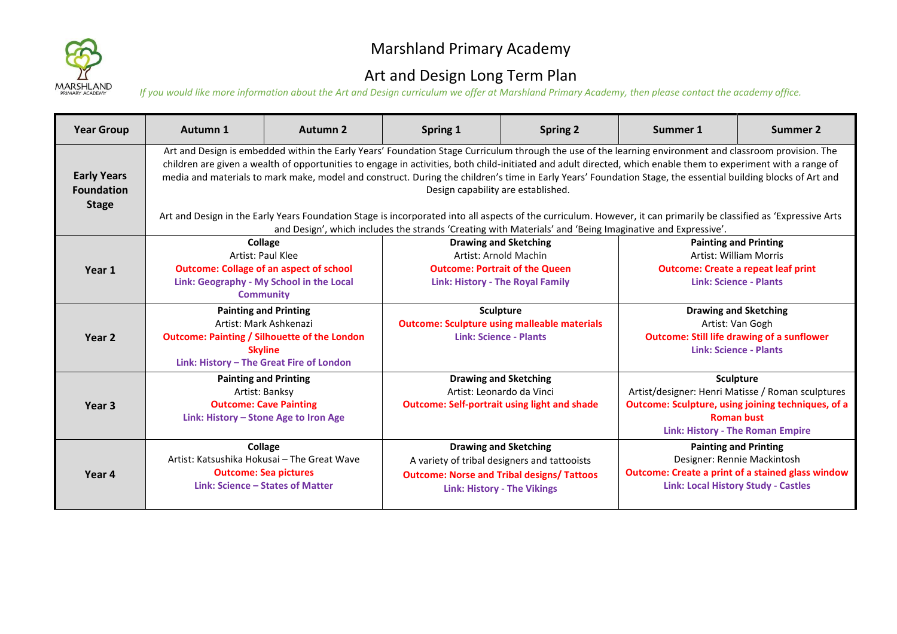# Marshland Primary Academy

## Art and Design Long Term Plan

*If you would like more information about the Art and Design curriculum we offer at Marshland Primary Academy, then please contact the academy office.*

| Year Group | Autumn 1 | Autumn 2 | Spring 1 | Spring 2 | Summer 1 | Summer 2 |
|---|---|---|---|---|---|---|
| **Early Years Foundation Stage** | Art and Design is embedded within the Early Years' Foundation Stage Curriculum through the use of the learning environment and classroom provision. The children are given a wealth of opportunities to engage in activities, both child-initiated and adult directed, which enable them to experiment with a range of media and materials to mark make, model and construct. During the children's time in Early Years' Foundation Stage, the essential building blocks of Art and Design capability are established. Art and Design in the Early Years Foundation Stage is incorporated into all aspects of the curriculum. However, it can primarily be classified as 'Expressive Arts and Design', which includes the strands 'Creating with Materials' and 'Being Imaginative and Expressive'. | | | | | |
| **Year 1** | **Collage** Artist: Paul Klee **Outcome: Collage of an aspect of school** **Link: Geography - My School in the Local Community** | | **Drawing and Sketching** Artist: Arnold Machin **Outcome: Portrait of the Queen** **Link: History - The Royal Family** | | **Painting and Printing** Artist: William Morris **Outcome: Create a repeat leaf print** **Link: Science - Plants** | |
| **Year 2** | **Painting and Printing** Artist: Mark Ashkenazi **Outcome: Painting / Silhouette of the London Skyline** **Link: History – The Great Fire of London** | | **Sculpture** **Outcome: Sculpture using malleable materials** **Link: Science - Plants** | | **Drawing and Sketching** Artist: Van Gogh **Outcome: Still life drawing of a sunflower** **Link: Science - Plants** | |
| **Year 3** | **Painting and Printing** Artist: Banksy **Outcome: Cave Painting** **Link: History – Stone Age to Iron Age** | | **Drawing and Sketching** Artist: Leonardo da Vinci **Outcome: Self-portrait using light and shade** | | **Sculpture** Artist/designer: Henri Matisse / Roman sculptures **Outcome: Sculpture, using joining techniques, of a Roman bust** **Link: History - The Roman Empire** | |
| **Year 4** | **Collage** Artist: Katsushika Hokusai – The Great Wave **Outcome: Sea pictures** **Link: Science – States of Matter** | | **Drawing and Sketching** A variety of tribal designers and tattooists **Outcome: Norse and Tribal designs/ Tattoos** **Link: History - The Vikings** | | **Painting and Printing** Designer: Rennie Mackintosh **Outcome: Create a print of a stained glass window** **Link: Local History Study - Castles** | |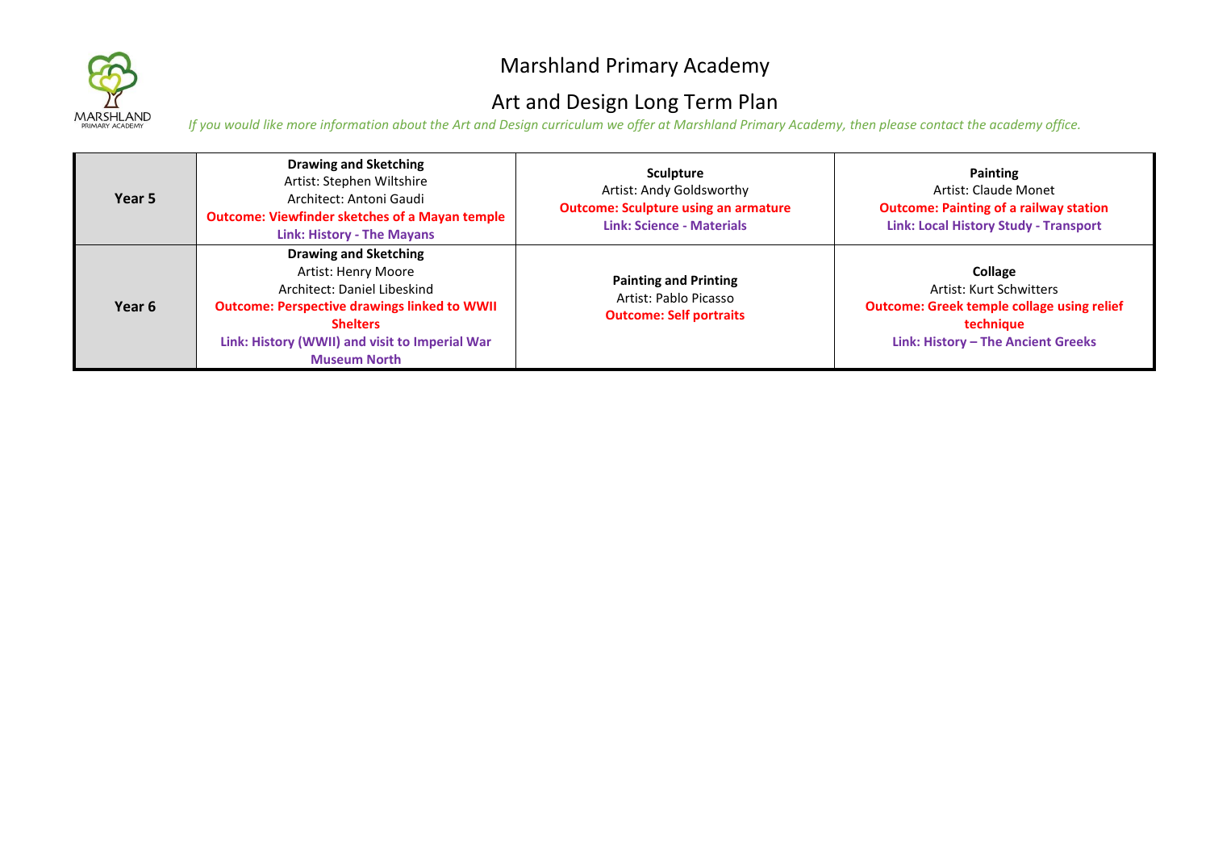# Marshland Primary Academy

## Art and Design Long Term Plan

*If you would like more information about the Art and Design curriculum we offer at Marshland Primary Academy, then please contact the academy office.*

| | | | |
|---|---|---|---|
| **Year 5** | **Drawing and Sketching**<br>Artist: Stephen Wiltshire<br>Architect: Antoni Gaudi<br>**Outcome: Viewfinder sketches of a Mayan temple**<br>**Link: History - The Mayans** | **Sculpture**<br>Artist: Andy Goldsworthy<br>**Outcome: Sculpture using an armature**<br>**Link: Science - Materials** | **Painting**<br>Artist: Claude Monet<br>**Outcome: Painting of a railway station**<br>**Link: Local History Study - Transport** |
| **Year 6** | **Drawing and Sketching**<br>Artist: Henry Moore<br>Architect: Daniel Libeskind<br>**Outcome: Perspective drawings linked to WWII Shelters**<br>**Link: History (WWII) and visit to Imperial War Museum North** | **Painting and Printing**<br>Artist: Pablo Picasso<br>**Outcome: Self portraits** | **Collage**<br>Artist: Kurt Schwitters<br>**Outcome: Greek temple collage using relief technique**<br>**Link: History – The Ancient Greeks** |